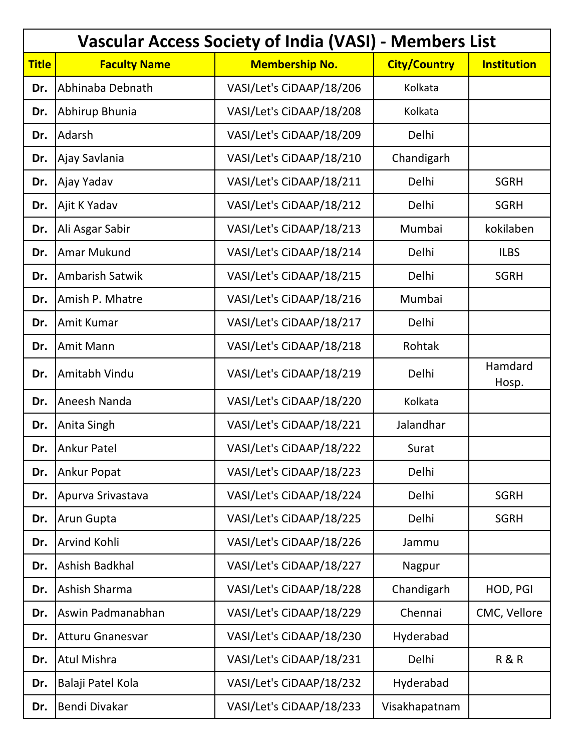# Vascular Access Society of India (VASI) - Members List

| Title | Faculty Name | Membership No. | City/Country | Institution |
|---|---|---|---|---|
| Dr. | Abhinaba Debnath | VASI/Let's CiDAAP/18/206 | Kolkata | |
| Dr. | Abhirup Bhunia | VASI/Let's CiDAAP/18/208 | Kolkata | |
| Dr. | Adarsh | VASI/Let's CiDAAP/18/209 | Delhi | |
| Dr. | Ajay Savlania | VASI/Let's CiDAAP/18/210 | Chandigarh | |
| Dr. | Ajay Yadav | VASI/Let's CiDAAP/18/211 | Delhi | SGRH |
| Dr. | Ajit K Yadav | VASI/Let's CiDAAP/18/212 | Delhi | SGRH |
| Dr. | Ali Asgar Sabir | VASI/Let's CiDAAP/18/213 | Mumbai | kokilaben |
| Dr. | Amar Mukund | VASI/Let's CiDAAP/18/214 | Delhi | ILBS |
| Dr. | Ambarish Satwik | VASI/Let's CiDAAP/18/215 | Delhi | SGRH |
| Dr. | Amish P. Mhatre | VASI/Let's CiDAAP/18/216 | Mumbai | |
| Dr. | Amit Kumar | VASI/Let's CiDAAP/18/217 | Delhi | |
| Dr. | Amit Mann | VASI/Let's CiDAAP/18/218 | Rohtak | |
| Dr. | Amitabh Vindu | VASI/Let's CiDAAP/18/219 | Delhi | Hamdard Hosp. |
| Dr. | Aneesh Nanda | VASI/Let's CiDAAP/18/220 | Kolkata | |
| Dr. | Anita Singh | VASI/Let's CiDAAP/18/221 | Jalandhar | |
| Dr. | Ankur Patel | VASI/Let's CiDAAP/18/222 | Surat | |
| Dr. | Ankur Popat | VASI/Let's CiDAAP/18/223 | Delhi | |
| Dr. | Apurva Srivastava | VASI/Let's CiDAAP/18/224 | Delhi | SGRH |
| Dr. | Arun Gupta | VASI/Let's CiDAAP/18/225 | Delhi | SGRH |
| Dr. | Arvind Kohli | VASI/Let's CiDAAP/18/226 | Jammu | |
| Dr. | Ashish Badkhal | VASI/Let's CiDAAP/18/227 | Nagpur | |
| Dr. | Ashish Sharma | VASI/Let's CiDAAP/18/228 | Chandigarh | HOD, PGI |
| Dr. | Aswin Padmanabhan | VASI/Let's CiDAAP/18/229 | Chennai | CMC, Vellore |
| Dr. | Atturu Gnanesvar | VASI/Let's CiDAAP/18/230 | Hyderabad | |
| Dr. | Atul Mishra | VASI/Let's CiDAAP/18/231 | Delhi | R & R |
| Dr. | Balaji Patel Kola | VASI/Let's CiDAAP/18/232 | Hyderabad | |
| Dr. | Bendi Divakar | VASI/Let's CiDAAP/18/233 | Visakhapatnam | |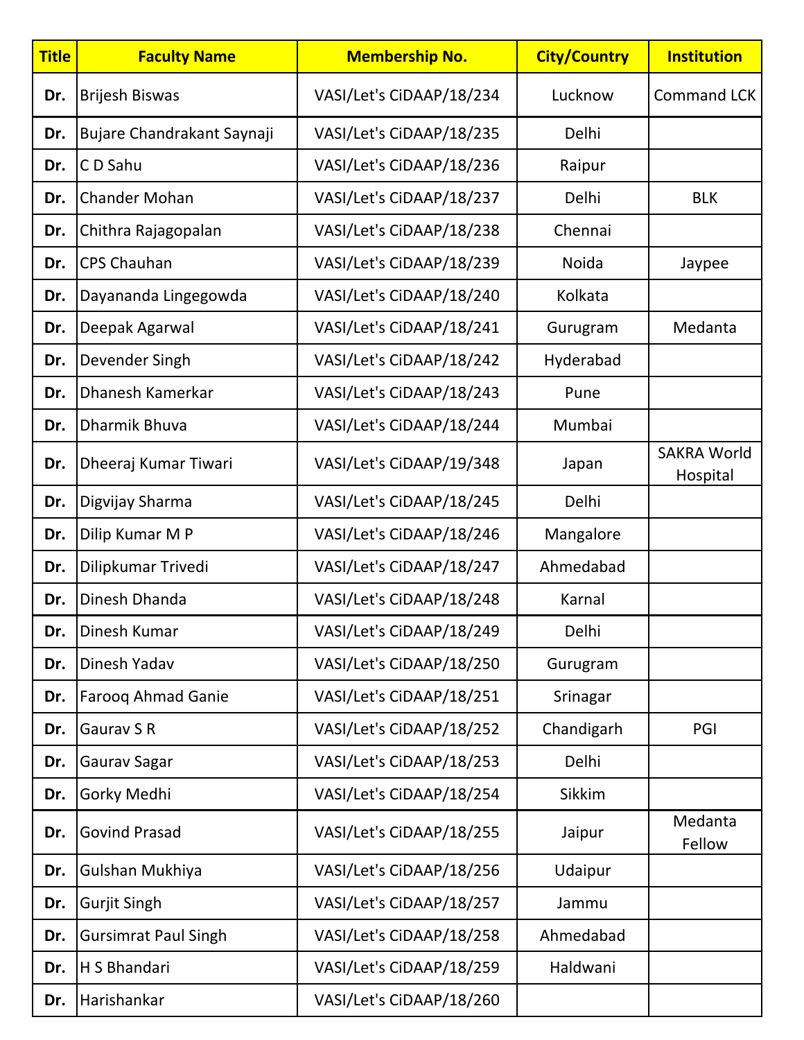| Title | Faculty Name | Membership No. | City/Country | Institution |
|---|---|---|---|---|
| Dr. | Brijesh Biswas | VASI/Let's CiDAAP/18/234 | Lucknow | Command LCK |
| Dr. | Bujare Chandrakant Saynaji | VASI/Let's CiDAAP/18/235 | Delhi | |
| Dr. | C D Sahu | VASI/Let's CiDAAP/18/236 | Raipur | |
| Dr. | Chander Mohan | VASI/Let's CiDAAP/18/237 | Delhi | BLK |
| Dr. | Chithra Rajagopalan | VASI/Let's CiDAAP/18/238 | Chennai | |
| Dr. | CPS Chauhan | VASI/Let's CiDAAP/18/239 | Noida | Jaypee |
| Dr. | Dayananda Lingegowda | VASI/Let's CiDAAP/18/240 | Kolkata | |
| Dr. | Deepak Agarwal | VASI/Let's CiDAAP/18/241 | Gurugram | Medanta |
| Dr. | Devender Singh | VASI/Let's CiDAAP/18/242 | Hyderabad | |
| Dr. | Dhanesh Kamerkar | VASI/Let's CiDAAP/18/243 | Pune | |
| Dr. | Dharmik Bhuva | VASI/Let's CiDAAP/18/244 | Mumbai | |
| Dr. | Dheeraj Kumar Tiwari | VASI/Let's CiDAAP/19/348 | Japan | SAKRA World Hospital |
| Dr. | Digvijay Sharma | VASI/Let's CiDAAP/18/245 | Delhi | |
| Dr. | Dilip Kumar M P | VASI/Let's CiDAAP/18/246 | Mangalore | |
| Dr. | Dilipkumar Trivedi | VASI/Let's CiDAAP/18/247 | Ahmedabad | |
| Dr. | Dinesh Dhanda | VASI/Let's CiDAAP/18/248 | Karnal | |
| Dr. | Dinesh Kumar | VASI/Let's CiDAAP/18/249 | Delhi | |
| Dr. | Dinesh Yadav | VASI/Let's CiDAAP/18/250 | Gurugram | |
| Dr. | Farooq Ahmad Ganie | VASI/Let's CiDAAP/18/251 | Srinagar | |
| Dr. | Gaurav S R | VASI/Let's CiDAAP/18/252 | Chandigarh | PGI |
| Dr. | Gaurav Sagar | VASI/Let's CiDAAP/18/253 | Delhi | |
| Dr. | Gorky Medhi | VASI/Let's CiDAAP/18/254 | Sikkim | |
| Dr. | Govind Prasad | VASI/Let's CiDAAP/18/255 | Jaipur | Medanta Fellow |
| Dr. | Gulshan Mukhiya | VASI/Let's CiDAAP/18/256 | Udaipur | |
| Dr. | Gurjit Singh | VASI/Let's CiDAAP/18/257 | Jammu | |
| Dr. | Gursimrat Paul Singh | VASI/Let's CiDAAP/18/258 | Ahmedabad | |
| Dr. | H S Bhandari | VASI/Let's CiDAAP/18/259 | Haldwani | |
| Dr. | Harishankar | VASI/Let's CiDAAP/18/260 | | |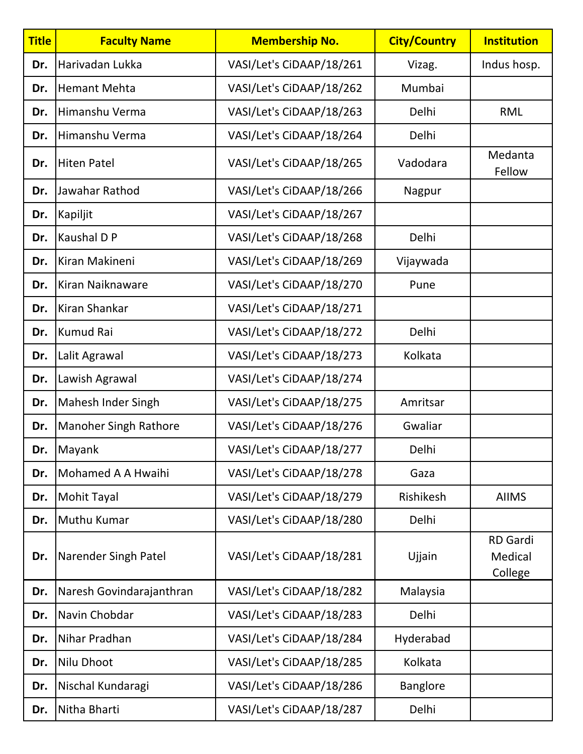| Title | Faculty Name | Membership No. | City/Country | Institution |
|---|---|---|---|---|
| **Dr.** | Harivadan Lukka | VASI/Let's CiDAAP/18/261 | Vizag. | Indus hosp. |
| **Dr.** | Hemant Mehta | VASI/Let's CiDAAP/18/262 | Mumbai | |
| **Dr.** | Himanshu Verma | VASI/Let's CiDAAP/18/263 | Delhi | RML |
| **Dr.** | Himanshu Verma | VASI/Let's CiDAAP/18/264 | Delhi | |
| **Dr.** | Hiten Patel | VASI/Let's CiDAAP/18/265 | Vadodara | Medanta Fellow |
| **Dr.** | Jawahar Rathod | VASI/Let's CiDAAP/18/266 | Nagpur | |
| **Dr.** | Kapiljit | VASI/Let's CiDAAP/18/267 | | |
| **Dr.** | Kaushal D P | VASI/Let's CiDAAP/18/268 | Delhi | |
| **Dr.** | Kiran Makineni | VASI/Let's CiDAAP/18/269 | Vijaywada | |
| **Dr.** | Kiran Naiknaware | VASI/Let's CiDAAP/18/270 | Pune | |
| **Dr.** | Kiran Shankar | VASI/Let's CiDAAP/18/271 | | |
| **Dr.** | Kumud Rai | VASI/Let's CiDAAP/18/272 | Delhi | |
| **Dr.** | Lalit Agrawal | VASI/Let's CiDAAP/18/273 | Kolkata | |
| **Dr.** | Lawish Agrawal | VASI/Let's CiDAAP/18/274 | | |
| **Dr.** | Mahesh Inder Singh | VASI/Let's CiDAAP/18/275 | Amritsar | |
| **Dr.** | Manoher Singh Rathore | VASI/Let's CiDAAP/18/276 | Gwaliar | |
| **Dr.** | Mayank | VASI/Let's CiDAAP/18/277 | Delhi | |
| **Dr.** | Mohamed A A Hwaihi | VASI/Let's CiDAAP/18/278 | Gaza | |
| **Dr.** | Mohit Tayal | VASI/Let's CiDAAP/18/279 | Rishikesh | AIIMS |
| **Dr.** | Muthu Kumar | VASI/Let's CiDAAP/18/280 | Delhi | |
| **Dr.** | Narender Singh Patel | VASI/Let's CiDAAP/18/281 | Ujjain | RD Gardi Medical College |
| **Dr.** | Naresh Govindarajanthran | VASI/Let's CiDAAP/18/282 | Malaysia | |
| **Dr.** | Navin Chobdar | VASI/Let's CiDAAP/18/283 | Delhi | |
| **Dr.** | Nihar Pradhan | VASI/Let's CiDAAP/18/284 | Hyderabad | |
| **Dr.** | Nilu Dhoot | VASI/Let's CiDAAP/18/285 | Kolkata | |
| **Dr.** | Nischal Kundaragi | VASI/Let's CiDAAP/18/286 | Banglore | |
| **Dr.** | Nitha Bharti | VASI/Let's CiDAAP/18/287 | Delhi | |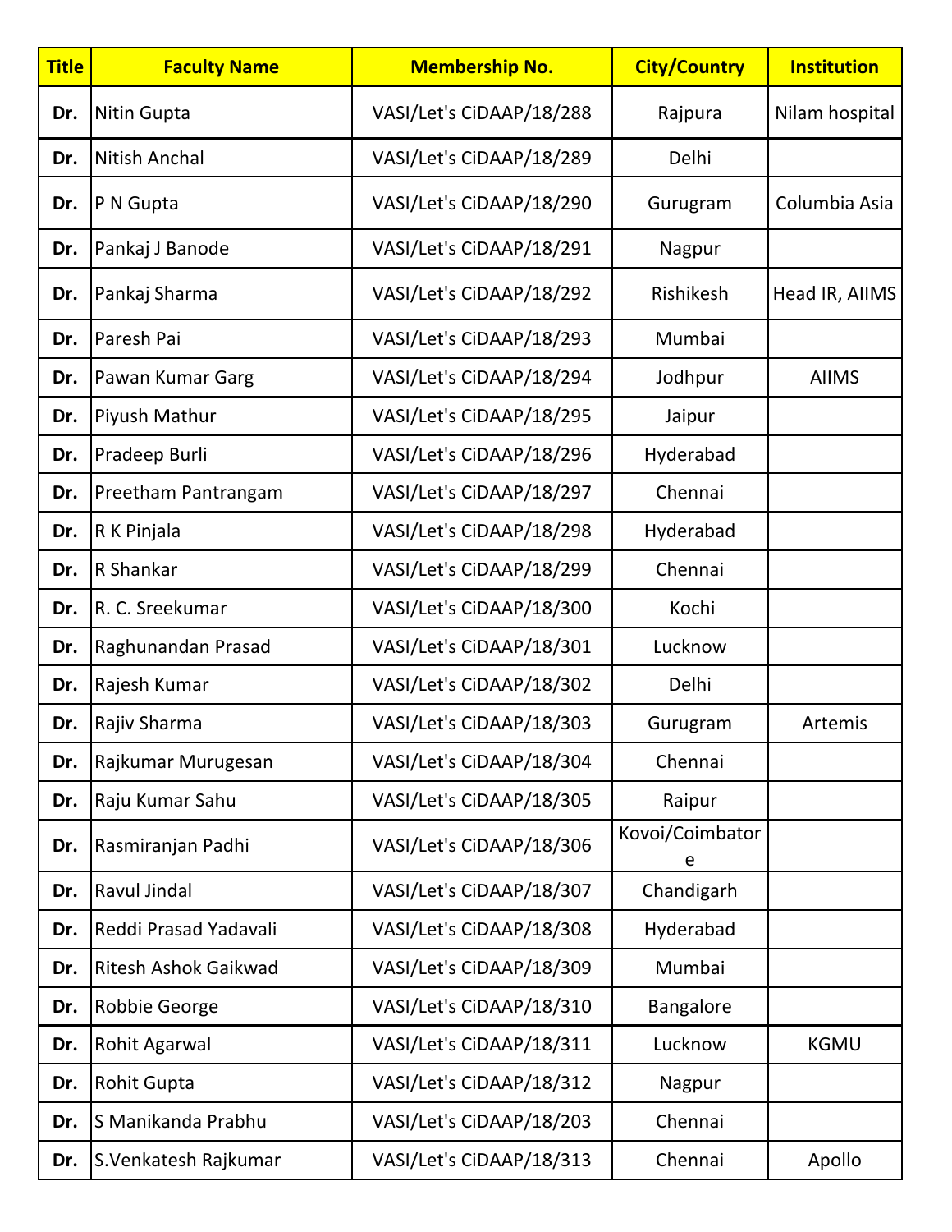| Title | Faculty Name | Membership No. | City/Country | Institution |
|---|---|---|---|---|
| Dr. | Nitin Gupta | VASI/Let's CiDAAP/18/288 | Rajpura | Nilam hospital |
| Dr. | Nitish Anchal | VASI/Let's CiDAAP/18/289 | Delhi | |
| Dr. | P N Gupta | VASI/Let's CiDAAP/18/290 | Gurugram | Columbia Asia |
| Dr. | Pankaj J Banode | VASI/Let's CiDAAP/18/291 | Nagpur | |
| Dr. | Pankaj Sharma | VASI/Let's CiDAAP/18/292 | Rishikesh | Head IR, AIIMS |
| Dr. | Paresh Pai | VASI/Let's CiDAAP/18/293 | Mumbai | |
| Dr. | Pawan Kumar Garg | VASI/Let's CiDAAP/18/294 | Jodhpur | AIIMS |
| Dr. | Piyush Mathur | VASI/Let's CiDAAP/18/295 | Jaipur | |
| Dr. | Pradeep Burli | VASI/Let's CiDAAP/18/296 | Hyderabad | |
| Dr. | Preetham Pantrangam | VASI/Let's CiDAAP/18/297 | Chennai | |
| Dr. | R K Pinjala | VASI/Let's CiDAAP/18/298 | Hyderabad | |
| Dr. | R Shankar | VASI/Let's CiDAAP/18/299 | Chennai | |
| Dr. | R. C. Sreekumar | VASI/Let's CiDAAP/18/300 | Kochi | |
| Dr. | Raghunandan Prasad | VASI/Let's CiDAAP/18/301 | Lucknow | |
| Dr. | Rajesh Kumar | VASI/Let's CiDAAP/18/302 | Delhi | |
| Dr. | Rajiv Sharma | VASI/Let's CiDAAP/18/303 | Gurugram | Artemis |
| Dr. | Rajkumar Murugesan | VASI/Let's CiDAAP/18/304 | Chennai | |
| Dr. | Raju Kumar Sahu | VASI/Let's CiDAAP/18/305 | Raipur | |
| Dr. | Rasmiranjan Padhi | VASI/Let's CiDAAP/18/306 | Kovoi/Coimbatore | |
| Dr. | Ravul Jindal | VASI/Let's CiDAAP/18/307 | Chandigarh | |
| Dr. | Reddi Prasad Yadavali | VASI/Let's CiDAAP/18/308 | Hyderabad | |
| Dr. | Ritesh Ashok Gaikwad | VASI/Let's CiDAAP/18/309 | Mumbai | |
| Dr. | Robbie George | VASI/Let's CiDAAP/18/310 | Bangalore | |
| Dr. | Rohit Agarwal | VASI/Let's CiDAAP/18/311 | Lucknow | KGMU |
| Dr. | Rohit Gupta | VASI/Let's CiDAAP/18/312 | Nagpur | |
| Dr. | S Manikanda Prabhu | VASI/Let's CiDAAP/18/203 | Chennai | |
| Dr. | S.Venkatesh Rajkumar | VASI/Let's CiDAAP/18/313 | Chennai | Apollo |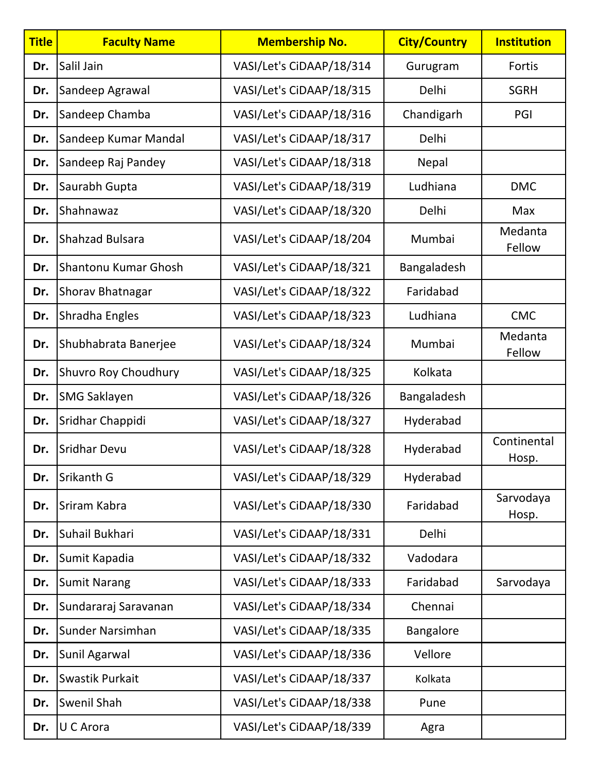| Title | Faculty Name | Membership No. | City/Country | Institution |
|---|---|---|---|---|
| Dr. | Salil Jain | VASI/Let's CiDAAP/18/314 | Gurugram | Fortis |
| Dr. | Sandeep Agrawal | VASI/Let's CiDAAP/18/315 | Delhi | SGRH |
| Dr. | Sandeep Chamba | VASI/Let's CiDAAP/18/316 | Chandigarh | PGI |
| Dr. | Sandeep Kumar Mandal | VASI/Let's CiDAAP/18/317 | Delhi | |
| Dr. | Sandeep Raj Pandey | VASI/Let's CiDAAP/18/318 | Nepal | |
| Dr. | Saurabh Gupta | VASI/Let's CiDAAP/18/319 | Ludhiana | DMC |
| Dr. | Shahnawaz | VASI/Let's CiDAAP/18/320 | Delhi | Max |
| Dr. | Shahzad Bulsara | VASI/Let's CiDAAP/18/204 | Mumbai | Medanta Fellow |
| Dr. | Shantonu Kumar Ghosh | VASI/Let's CiDAAP/18/321 | Bangaladesh | |
| Dr. | Shorav Bhatnagar | VASI/Let's CiDAAP/18/322 | Faridabad | |
| Dr. | Shradha Engles | VASI/Let's CiDAAP/18/323 | Ludhiana | CMC |
| Dr. | Shubhabrata Banerjee | VASI/Let's CiDAAP/18/324 | Mumbai | Medanta Fellow |
| Dr. | Shuvro Roy Choudhury | VASI/Let's CiDAAP/18/325 | Kolkata | |
| Dr. | SMG Saklayen | VASI/Let's CiDAAP/18/326 | Bangaladesh | |
| Dr. | Sridhar Chappidi | VASI/Let's CiDAAP/18/327 | Hyderabad | |
| Dr. | Sridhar Devu | VASI/Let's CiDAAP/18/328 | Hyderabad | Continental Hosp. |
| Dr. | Srikanth G | VASI/Let's CiDAAP/18/329 | Hyderabad | |
| Dr. | Sriram Kabra | VASI/Let's CiDAAP/18/330 | Faridabad | Sarvodaya Hosp. |
| Dr. | Suhail Bukhari | VASI/Let's CiDAAP/18/331 | Delhi | |
| Dr. | Sumit Kapadia | VASI/Let's CiDAAP/18/332 | Vadodara | |
| Dr. | Sumit Narang | VASI/Let's CiDAAP/18/333 | Faridabad | Sarvodaya |
| Dr. | Sundararaj Saravanan | VASI/Let's CiDAAP/18/334 | Chennai | |
| Dr. | Sunder Narsimhan | VASI/Let's CiDAAP/18/335 | Bangalore | |
| Dr. | Sunil Agarwal | VASI/Let's CiDAAP/18/336 | Vellore | |
| Dr. | Swastik Purkait | VASI/Let's CiDAAP/18/337 | Kolkata | |
| Dr. | Swenil Shah | VASI/Let's CiDAAP/18/338 | Pune | |
| Dr. | U C Arora | VASI/Let's CiDAAP/18/339 | Agra | |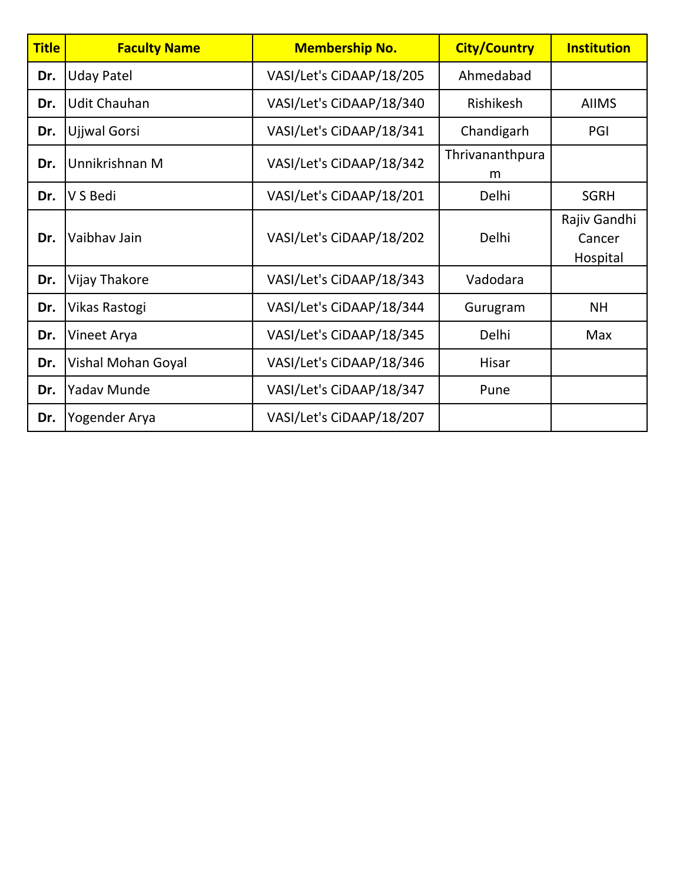| Title | Faculty Name | Membership No. | City/Country | Institution |
|---|---|---|---|---|
| **Dr.** | Uday Patel | VASI/Let's CiDAAP/18/205 | Ahmedabad | |
| **Dr.** | Udit Chauhan | VASI/Let's CiDAAP/18/340 | Rishikesh | AIIMS |
| **Dr.** | Ujjwal Gorsi | VASI/Let's CiDAAP/18/341 | Chandigarh | PGI |
| **Dr.** | Unnikrishnan M | VASI/Let's CiDAAP/18/342 | Thrivananthpuram | |
| **Dr.** | V S Bedi | VASI/Let's CiDAAP/18/201 | Delhi | SGRH |
| **Dr.** | Vaibhav Jain | VASI/Let's CiDAAP/18/202 | Delhi | Rajiv Gandhi Cancer Hospital |
| **Dr.** | Vijay Thakore | VASI/Let's CiDAAP/18/343 | Vadodara | |
| **Dr.** | Vikas Rastogi | VASI/Let's CiDAAP/18/344 | Gurugram | NH |
| **Dr.** | Vineet Arya | VASI/Let's CiDAAP/18/345 | Delhi | Max |
| **Dr.** | Vishal Mohan Goyal | VASI/Let's CiDAAP/18/346 | Hisar | |
| **Dr.** | Yadav Munde | VASI/Let's CiDAAP/18/347 | Pune | |
| **Dr.** | Yogender Arya | VASI/Let's CiDAAP/18/207 | | |